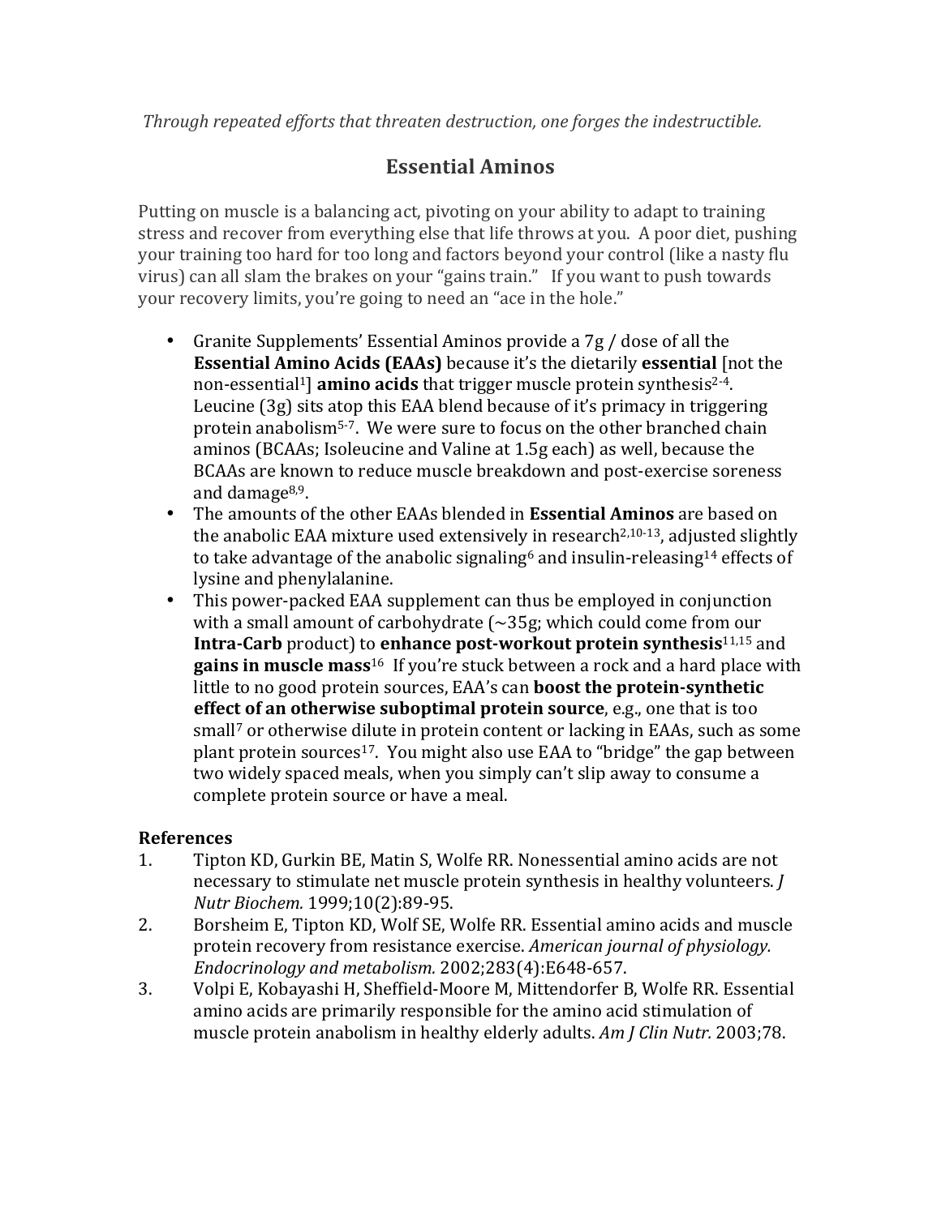*Through repeated efforts that threaten destruction, one forges the indestructible.*

# Essential Aminos

Putting on muscle is a balancing act, pivoting on your ability to adapt to training stress and recover from everything else that life throws at you. A poor diet, pushing your training too hard for too long and factors beyond your control (like a nasty flu virus) can all slam the brakes on your "gains train." If you want to push towards your recovery limits, you're going to need an "ace in the hole."

- Granite Supplements' Essential Aminos provide a 7g / dose of all the **Essential Amino Acids (EAAs)** because it's the dietarily **essential** [not the non-essential[1]] **amino acids** that trigger muscle protein synthesis[2-4]. Leucine (3g) sits atop this EAA blend because of it's primacy in triggering protein anabolism[5-7]. We were sure to focus on the other branched chain aminos (BCAAs; Isoleucine and Valine at 1.5g each) as well, because the BCAAs are known to reduce muscle breakdown and post-exercise soreness and damage[8,9].
- The amounts of the other EAAs blended in **Essential Aminos** are based on the anabolic EAA mixture used extensively in research[2,10-13], adjusted slightly to take advantage of the anabolic signaling[6] and insulin-releasing[14] effects of lysine and phenylalanine.
- This power-packed EAA supplement can thus be employed in conjunction with a small amount of carbohydrate (~35g; which could come from our **Intra-Carb** product) to **enhance post-workout protein synthesis**[11,15] and **gains in muscle mass**[16] If you're stuck between a rock and a hard place with little to no good protein sources, EAA's can **boost the protein-synthetic effect of an otherwise suboptimal protein source**, e.g., one that is too small[7] or otherwise dilute in protein content or lacking in EAAs, such as some plant protein sources[17]. You might also use EAA to "bridge" the gap between two widely spaced meals, when you simply can't slip away to consume a complete protein source or have a meal.

### References

1. Tipton KD, Gurkin BE, Matin S, Wolfe RR. Nonessential amino acids are not necessary to stimulate net muscle protein synthesis in healthy volunteers. *J Nutr Biochem.* 1999;10(2):89-95.
2. Borsheim E, Tipton KD, Wolf SE, Wolfe RR. Essential amino acids and muscle protein recovery from resistance exercise. *American journal of physiology. Endocrinology and metabolism.* 2002;283(4):E648-657.
3. Volpi E, Kobayashi H, Sheffield-Moore M, Mittendorfer B, Wolfe RR. Essential amino acids are primarily responsible for the amino acid stimulation of muscle protein anabolism in healthy elderly adults. *Am J Clin Nutr.* 2003;78.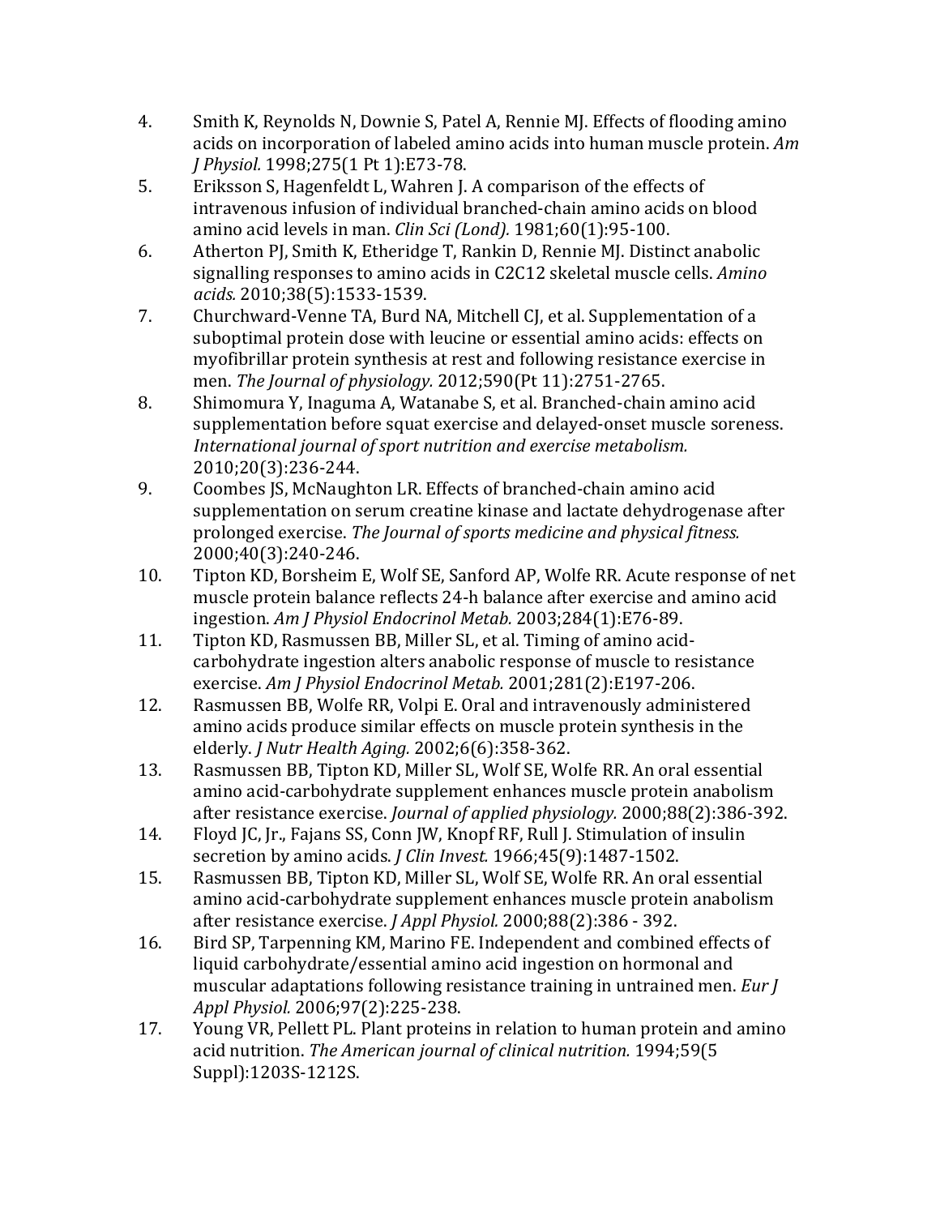4. Smith K, Reynolds N, Downie S, Patel A, Rennie MJ. Effects of flooding amino acids on incorporation of labeled amino acids into human muscle protein. *Am J Physiol.* 1998;275(1 Pt 1):E73-78.
5. Eriksson S, Hagenfeldt L, Wahren J. A comparison of the effects of intravenous infusion of individual branched-chain amino acids on blood amino acid levels in man. *Clin Sci (Lond).* 1981;60(1):95-100.
6. Atherton PJ, Smith K, Etheridge T, Rankin D, Rennie MJ. Distinct anabolic signalling responses to amino acids in C2C12 skeletal muscle cells. *Amino acids.* 2010;38(5):1533-1539.
7. Churchward-Venne TA, Burd NA, Mitchell CJ, et al. Supplementation of a suboptimal protein dose with leucine or essential amino acids: effects on myofibrillar protein synthesis at rest and following resistance exercise in men. *The Journal of physiology.* 2012;590(Pt 11):2751-2765.
8. Shimomura Y, Inaguma A, Watanabe S, et al. Branched-chain amino acid supplementation before squat exercise and delayed-onset muscle soreness. *International journal of sport nutrition and exercise metabolism.* 2010;20(3):236-244.
9. Coombes JS, McNaughton LR. Effects of branched-chain amino acid supplementation on serum creatine kinase and lactate dehydrogenase after prolonged exercise. *The Journal of sports medicine and physical fitness.* 2000;40(3):240-246.
10. Tipton KD, Borsheim E, Wolf SE, Sanford AP, Wolfe RR. Acute response of net muscle protein balance reflects 24-h balance after exercise and amino acid ingestion. *Am J Physiol Endocrinol Metab.* 2003;284(1):E76-89.
11. Tipton KD, Rasmussen BB, Miller SL, et al. Timing of amino acid-carbohydrate ingestion alters anabolic response of muscle to resistance exercise. *Am J Physiol Endocrinol Metab.* 2001;281(2):E197-206.
12. Rasmussen BB, Wolfe RR, Volpi E. Oral and intravenously administered amino acids produce similar effects on muscle protein synthesis in the elderly. *J Nutr Health Aging.* 2002;6(6):358-362.
13. Rasmussen BB, Tipton KD, Miller SL, Wolf SE, Wolfe RR. An oral essential amino acid-carbohydrate supplement enhances muscle protein anabolism after resistance exercise. *Journal of applied physiology.* 2000;88(2):386-392.
14. Floyd JC, Jr., Fajans SS, Conn JW, Knopf RF, Rull J. Stimulation of insulin secretion by amino acids. *J Clin Invest.* 1966;45(9):1487-1502.
15. Rasmussen BB, Tipton KD, Miller SL, Wolf SE, Wolfe RR. An oral essential amino acid-carbohydrate supplement enhances muscle protein anabolism after resistance exercise. *J Appl Physiol.* 2000;88(2):386 - 392.
16. Bird SP, Tarpenning KM, Marino FE. Independent and combined effects of liquid carbohydrate/essential amino acid ingestion on hormonal and muscular adaptations following resistance training in untrained men. *Eur J Appl Physiol.* 2006;97(2):225-238.
17. Young VR, Pellett PL. Plant proteins in relation to human protein and amino acid nutrition. *The American journal of clinical nutrition.* 1994;59(5 Suppl):1203S-1212S.